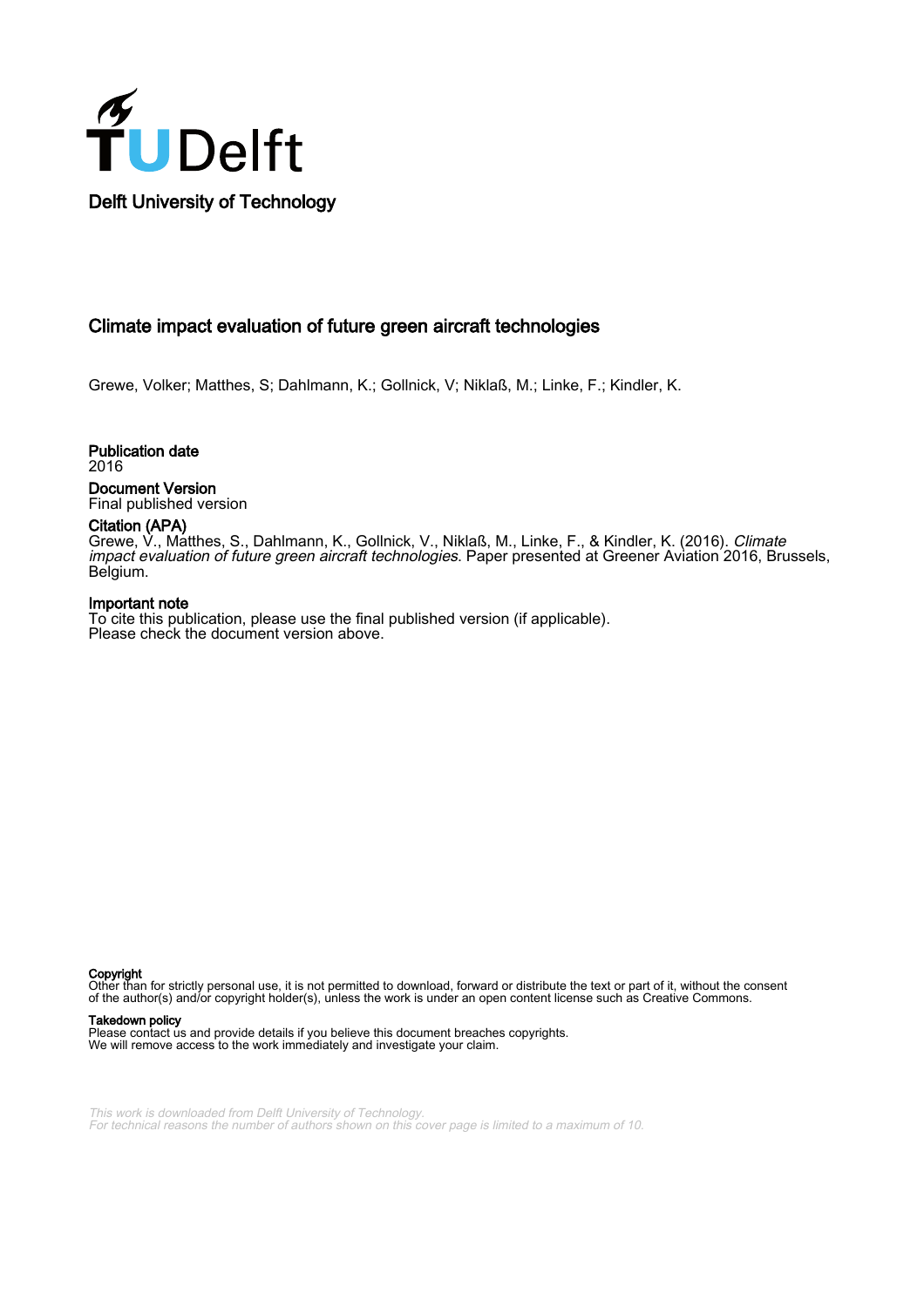Delft University of Technology

# Climate impact evaluation of future green aircraft technologies

Grewe, Volker; Matthes, S; Dahlmann, K.; Gollnick, V; Niklaß, M.; Linke, F.; Kindler, K.

**Publication date**
2016

**Document Version**
Final published version

**Citation (APA)**
Grewe, V., Matthes, S., Dahlmann, K., Gollnick, V., Niklaß, M., Linke, F., & Kindler, K. (2016). *Climate impact evaluation of future green aircraft technologies*. Paper presented at Greener Aviation 2016, Brussels, Belgium.

**Important note**
To cite this publication, please use the final published version (if applicable).
Please check the document version above.

**Copyright**
Other than for strictly personal use, it is not permitted to download, forward or distribute the text or part of it, without the consent of the author(s) and/or copyright holder(s), unless the work is under an open content license such as Creative Commons.

**Takedown policy**
Please contact us and provide details if you believe this document breaches copyrights.
We will remove access to the work immediately and investigate your claim.

*This work is downloaded from Delft University of Technology.*
*For technical reasons the number of authors shown on this cover page is limited to a maximum of 10.*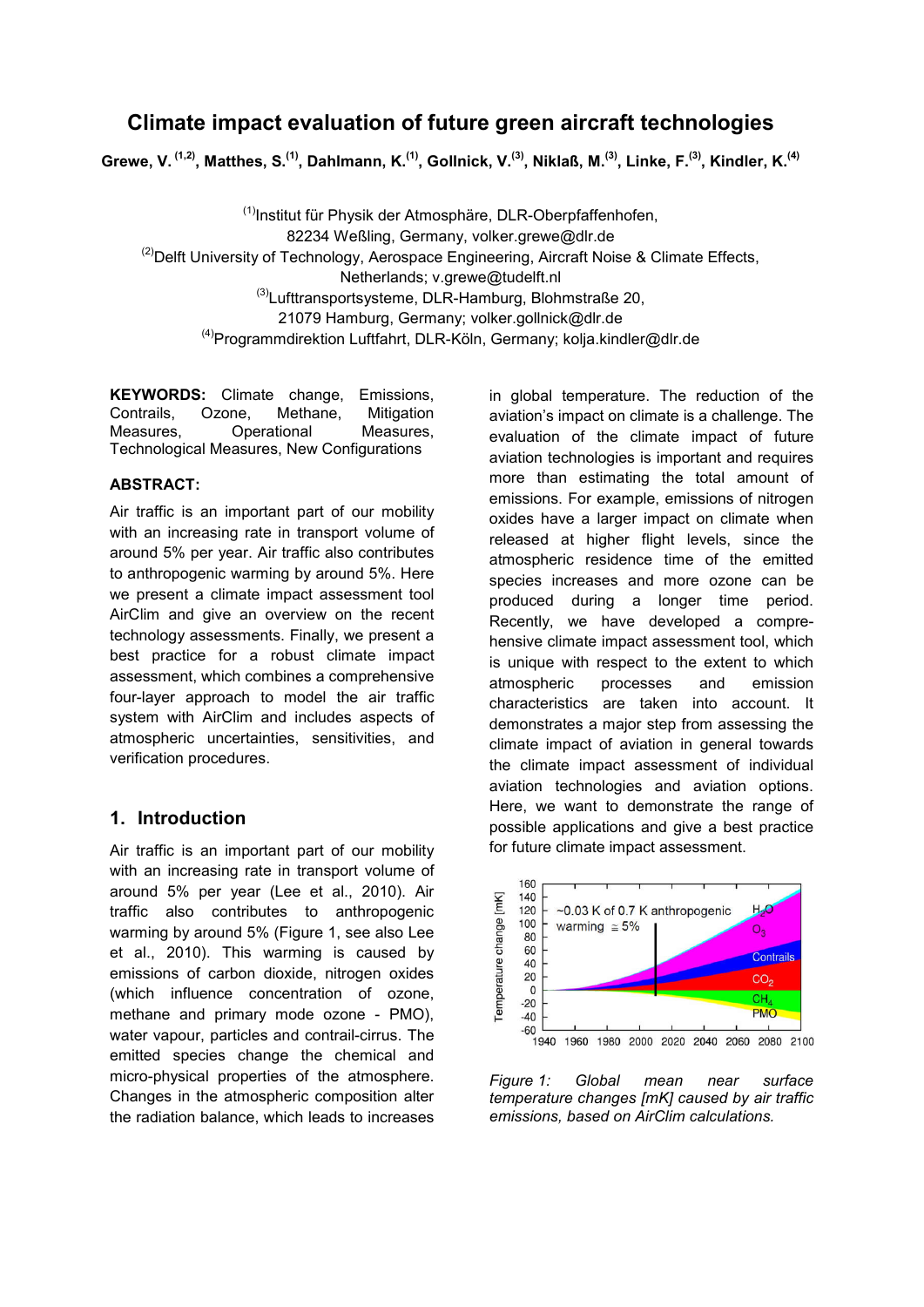# Climate impact evaluation of future green aircraft technologies

**Grewe, V. [1,2], Matthes, S. [1], Dahlmann, K. [1], Gollnick, V. [3], Niklaß, M. [3], Linke, F. [3], Kindler, K. [4]**

[1] Institut für Physik der Atmosphäre, DLR-Oberpfaffenhofen, 82234 Weßling, Germany, volker.grewe@dlr.de
[2] Delft University of Technology, Aerospace Engineering, Aircraft Noise & Climate Effects, Netherlands; v.grewe@tudelft.nl
[3] Lufttransportsysteme, DLR-Hamburg, Blohmstraße 20, 21079 Hamburg, Germany; volker.gollnick@dlr.de
[4] Programmdirektion Luftfahrt, DLR-Köln, Germany; kolja.kindler@dlr.de

**KEYWORDS:** Climate change, Emissions, Contrails, Ozone, Methane, Mitigation Measures, Operational Measures, Technological Measures, New Configurations

**ABSTRACT:**

Air traffic is an important part of our mobility with an increasing rate in transport volume of around 5% per year. Air traffic also contributes to anthropogenic warming by around 5%. Here we present a climate impact assessment tool AirClim and give an overview on the recent technology assessments. Finally, we present a best practice for a robust climate impact assessment, which combines a comprehensive four-layer approach to model the air traffic system with AirClim and includes aspects of atmospheric uncertainties, sensitivities, and verification procedures.

## 1. Introduction

Air traffic is an important part of our mobility with an increasing rate in transport volume of around 5% per year (Lee et al., 2010). Air traffic also contributes to anthropogenic warming by around 5% (Figure 1, see also Lee et al., 2010). This warming is caused by emissions of carbon dioxide, nitrogen oxides (which influence concentration of ozone, methane and primary mode ozone - PMO), water vapour, particles and contrail-cirrus. The emitted species change the chemical and micro-physical properties of the atmosphere. Changes in the atmospheric composition alter the radiation balance, which leads to increases in global temperature. The reduction of the aviation's impact on climate is a challenge. The evaluation of the climate impact of future aviation technologies is important and requires more than estimating the total amount of emissions. For example, emissions of nitrogen oxides have a larger impact on climate when released at higher flight levels, since the atmospheric residence time of the emitted species increases and more ozone can be produced during a longer time period. Recently, we have developed a comprehensive climate impact assessment tool, which is unique with respect to the extent to which atmospheric processes and emission characteristics are taken into account. It demonstrates a major step from assessing the climate impact of aviation in general towards the climate impact assessment of individual aviation technologies and aviation options. Here, we want to demonstrate the range of possible applications and give a best practice for future climate impact assessment.

*Figure 1: Global mean near surface temperature changes [mK] caused by air traffic emissions, based on AirClim calculations.*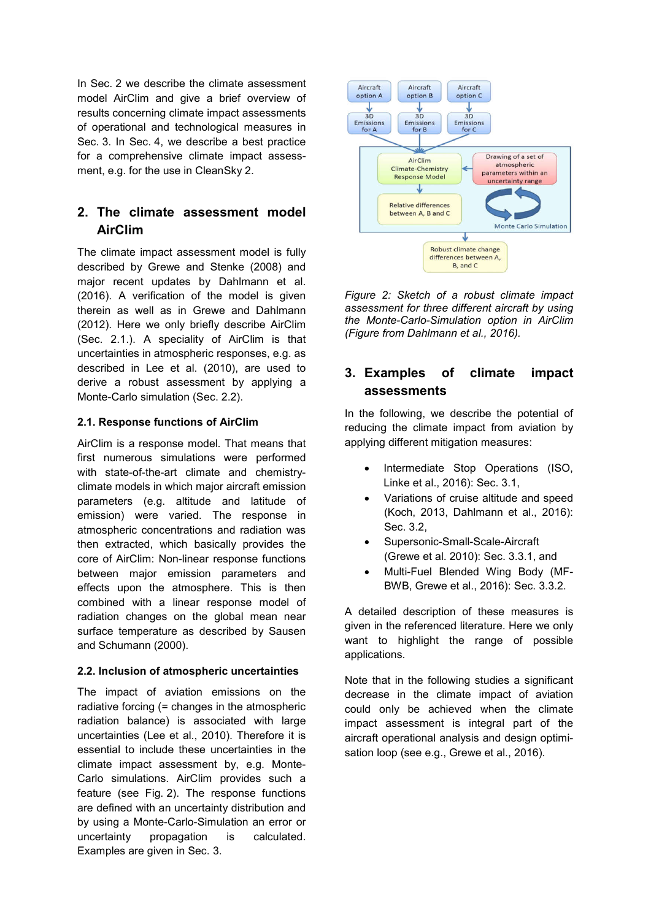In Sec. 2 we describe the climate assessment model AirClim and give a brief overview of results concerning climate impact assessments of operational and technological measures in Sec. 3. In Sec. 4, we describe a best practice for a comprehensive climate impact assessment, e.g. for the use in CleanSky 2.

## 2. The climate assessment model AirClim

The climate impact assessment model is fully described by Grewe and Stenke (2008) and major recent updates by Dahlmann et al. (2016). A verification of the model is given therein as well as in Grewe and Dahlmann (2012). Here we only briefly describe AirClim (Sec. 2.1.). A speciality of AirClim is that uncertainties in atmospheric responses, e.g. as described in Lee et al. (2010), are used to derive a robust assessment by applying a Monte-Carlo simulation (Sec. 2.2).

### 2.1. Response functions of AirClim

AirClim is a response model. That means that first numerous simulations were performed with state-of-the-art climate and chemistry-climate models in which major aircraft emission parameters (e.g. altitude and latitude of emission) were varied. The response in atmospheric concentrations and radiation was then extracted, which basically provides the core of AirClim: Non-linear response functions between major emission parameters and effects upon the atmosphere. This is then combined with a linear response model of radiation changes on the global mean near surface temperature as described by Sausen and Schumann (2000).

### 2.2. Inclusion of atmospheric uncertainties

The impact of aviation emissions on the radiative forcing (= changes in the atmospheric radiation balance) is associated with large uncertainties (Lee et al., 2010). Therefore it is essential to include these uncertainties in the climate impact assessment by, e.g. Monte-Carlo simulations. AirClim provides such a feature (see Fig. 2). The response functions are defined with an uncertainty distribution and by using a Monte-Carlo-Simulation an error or uncertainty propagation is calculated. Examples are given in Sec. 3.

*Figure 2: Sketch of a robust climate impact assessment for three different aircraft by using the Monte-Carlo-Simulation option in AirClim (Figure from Dahlmann et al., 2016).*

## 3. Examples of climate impact assessments

In the following, we describe the potential of reducing the climate impact from aviation by applying different mitigation measures:

- Intermediate Stop Operations (ISO, Linke et al., 2016): Sec. 3.1,
- Variations of cruise altitude and speed (Koch, 2013, Dahlmann et al., 2016): Sec. 3.2,
- Supersonic-Small-Scale-Aircraft (Grewe et al. 2010): Sec. 3.3.1, and
- Multi-Fuel Blended Wing Body (MF-BWB, Grewe et al., 2016): Sec. 3.3.2.

A detailed description of these measures is given in the referenced literature. Here we only want to highlight the range of possible applications.

Note that in the following studies a significant decrease in the climate impact of aviation could only be achieved when the climate impact assessment is integral part of the aircraft operational analysis and design optimisation loop (see e.g., Grewe et al., 2016).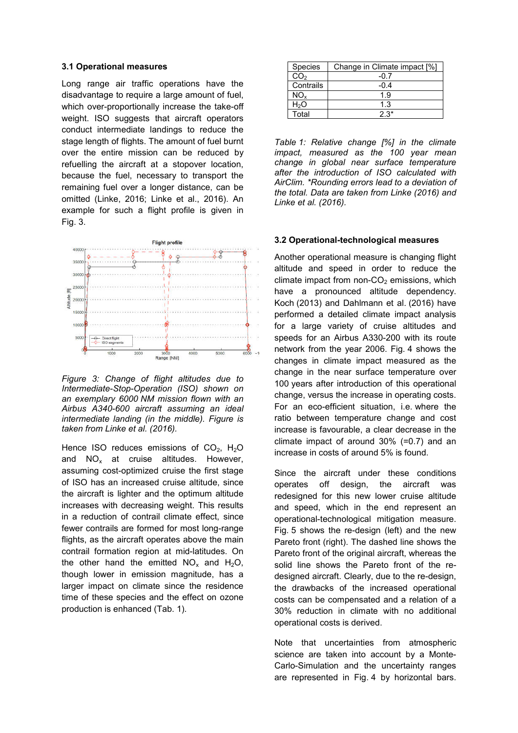### 3.1 Operational measures

Long range air traffic operations have the disadvantage to require a large amount of fuel, which over-proportionally increase the take-off weight. ISO suggests that aircraft operators conduct intermediate landings to reduce the stage length of flights. The amount of fuel burnt over the entire mission can be reduced by refuelling the aircraft at a stopover location, because the fuel, necessary to transport the remaining fuel over a longer distance, can be omitted (Linke, 2016; Linke et al., 2016). An example for such a flight profile is given in Fig. 3.

*Figure 3: Change of flight altitudes due to Intermediate-Stop-Operation (ISO) shown on an exemplary 6000 NM mission flown with an Airbus A340-600 aircraft assuming an ideal intermediate landing (in the middle). Figure is taken from Linke et al. (2016).*

Hence ISO reduces emissions of $CO_2$, $H_2O$ and $NO_x$ at cruise altitudes. However, assuming cost-optimized cruise the first stage of ISO has an increased cruise altitude, since the aircraft is lighter and the optimum altitude increases with decreasing weight. This results in a reduction of contrail climate effect, since fewer contrails are formed for most long-range flights, as the aircraft operates above the main contrail formation region at mid-latitudes. On the other hand the emitted $NO_x$ and $H_2O$, though lower in emission magnitude, has a larger impact on climate since the residence time of these species and the effect on ozone production is enhanced (Tab. 1).

| Species | Change in Climate impact [%] |
|---|---|
| $CO_2$ | -0.7 |
| Contrails | -0.4 |
| $NO_x$ | 1.9 |
| $H_2O$ | 1.3 |
| Total | 2.3* |

*Table 1: Relative change [%] in the climate impact, measured as the 100 year mean change in global near surface temperature after the introduction of ISO calculated with AirClim. *Rounding errors lead to a deviation of the total. Data are taken from Linke (2016) and Linke et al. (2016).*

### 3.2 Operational-technological measures

Another operational measure is changing flight altitude and speed in order to reduce the climate impact from non-$CO_2$ emissions, which have a pronounced altitude dependency. Koch (2013) and Dahlmann et al. (2016) have performed a detailed climate impact analysis for a large variety of cruise altitudes and speeds for an Airbus A330-200 with its route network from the year 2006. Fig. 4 shows the changes in climate impact measured as the change in the near surface temperature over 100 years after introduction of this operational change, versus the increase in operating costs. For an eco-efficient situation, i.e. where the ratio between temperature change and cost increase is favourable, a clear decrease in the climate impact of around 30% (=0.7) and an increase in costs of around 5% is found.

Since the aircraft under these conditions operates off design, the aircraft was redesigned for this new lower cruise altitude and speed, which in the end represent an operational-technological mitigation measure. Fig. 5 shows the re-design (left) and the new Pareto front (right). The dashed line shows the Pareto front of the original aircraft, whereas the solid line shows the Pareto front of the re-designed aircraft. Clearly, due to the re-design, the drawbacks of the increased operational costs can be compensated and a relation of a 30% reduction in climate with no additional operational costs is derived.

Note that uncertainties from atmospheric science are taken into account by a Monte-Carlo-Simulation and the uncertainty ranges are represented in Fig. 4 by horizontal bars.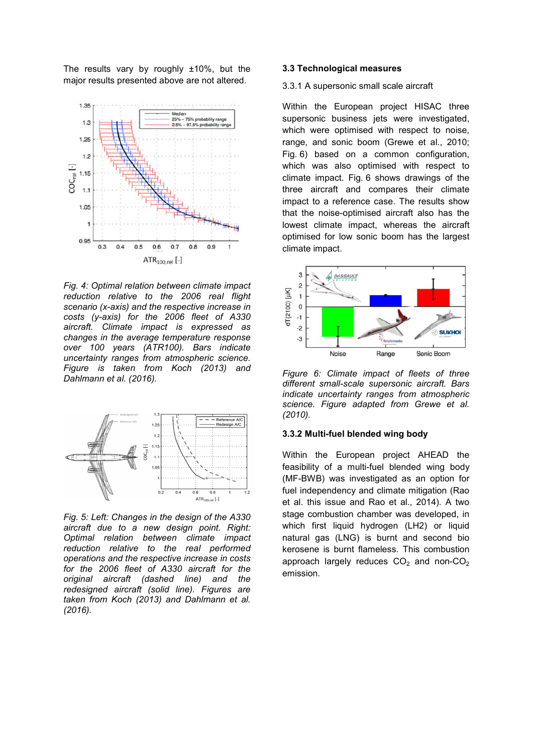The results vary by roughly ±10%, but the major results presented above are not altered.

*Fig. 4: Optimal relation between climate impact reduction relative to the 2006 real flight scenario (x-axis) and the respective increase in costs (y-axis) for the 2006 fleet of A330 aircraft. Climate impact is expressed as changes in the average temperature response over 100 years (ATR100). Bars indicate uncertainty ranges from atmospheric science. Figure is taken from Koch (2013) and Dahlmann et al. (2016).*

*Fig. 5: Left: Changes in the design of the A330 aircraft due to a new design point. Right: Optimal relation between climate impact reduction relative to the real performed operations and the respective increase in costs for the 2006 fleet of A330 aircraft for the original aircraft (dashed line) and the redesigned aircraft (solid line). Figures are taken from Koch (2013) and Dahlmann et al. (2016).*

### 3.3 Technological measures

3.3.1 A supersonic small scale aircraft

Within the European project HISAC three supersonic business jets were investigated, which were optimised with respect to noise, range, and sonic boom (Grewe et al., 2010; Fig. 6) based on a common configuration, which was also optimised with respect to climate impact. Fig. 6 shows drawings of the three aircraft and compares their climate impact to a reference case. The results show that the noise-optimised aircraft also has the lowest climate impact, whereas the aircraft optimised for low sonic boom has the largest climate impact.

*Figure 6: Climate impact of fleets of three different small-scale supersonic aircraft. Bars indicate uncertainty ranges from atmospheric science. Figure adapted from Grewe et al. (2010).*

### 3.3.2 Multi-fuel blended wing body

Within the European project AHEAD the feasibility of a multi-fuel blended wing body (MF-BWB) was investigated as an option for fuel independency and climate mitigation (Rao et al. this issue and Rao et al., 2014). A two stage combustion chamber was developed, in which first liquid hydrogen (LH2) or liquid natural gas (LNG) is burnt and second bio kerosene is burnt flameless. This combustion approach largely reduces $CO_2$ and non-$CO_2$ emission.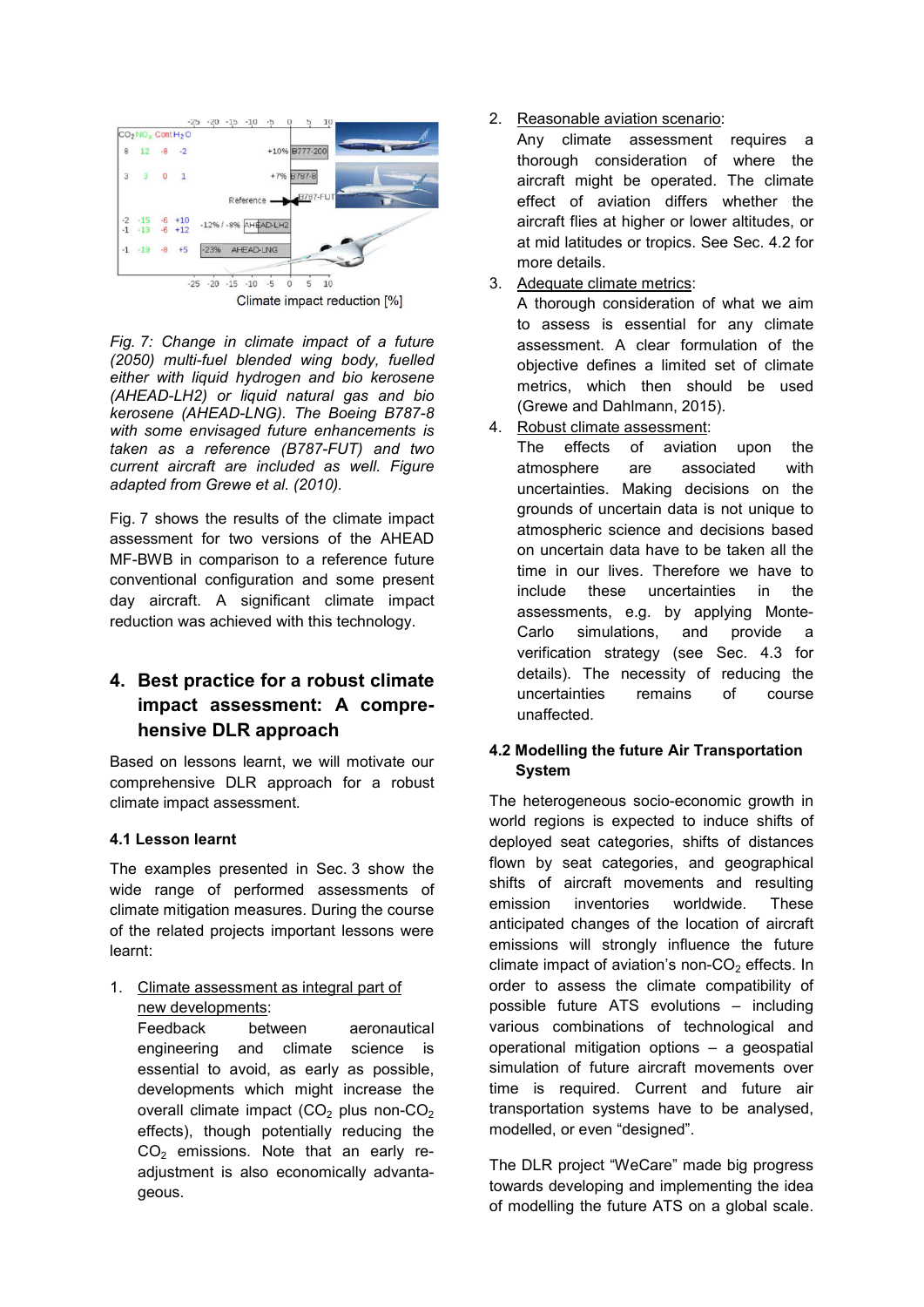*Fig. 7: Change in climate impact of a future (2050) multi-fuel blended wing body, fuelled either with liquid hydrogen and bio kerosene (AHEAD-LH2) or liquid natural gas and bio kerosene (AHEAD-LNG). The Boeing B787-8 with some envisaged future enhancements is taken as a reference (B787-FUT) and two current aircraft are included as well. Figure adapted from Grewe et al. (2010).*

Fig. 7 shows the results of the climate impact assessment for two versions of the AHEAD MF-BWB in comparison to a reference future conventional configuration and some present day aircraft. A significant climate impact reduction was achieved with this technology.

## 4. Best practice for a robust climate impact assessment: A comprehensive DLR approach

Based on lessons learnt, we will motivate our comprehensive DLR approach for a robust climate impact assessment.

### 4.1 Lesson learnt

The examples presented in Sec. 3 show the wide range of performed assessments of climate mitigation measures. During the course of the related projects important lessons were learnt:

1. Climate assessment as integral part of new developments:
   Feedback between aeronautical engineering and climate science is essential to avoid, as early as possible, developments which might increase the overall climate impact ($CO_2$ plus non-$CO_2$ effects), though potentially reducing the $CO_2$ emissions. Note that an early re-adjustment is also economically advantageous.
2. Reasonable aviation scenario:
   Any climate assessment requires a thorough consideration of where the aircraft might be operated. The climate effect of aviation differs whether the aircraft flies at higher or lower altitudes, or at mid latitudes or tropics. See Sec. 4.2 for more details.
3. Adequate climate metrics:
   A thorough consideration of what we aim to assess is essential for any climate assessment. A clear formulation of the objective defines a limited set of climate metrics, which then should be used (Grewe and Dahlmann, 2015).
4. Robust climate assessment:
   The effects of aviation upon the atmosphere are associated with uncertainties. Making decisions on the grounds of uncertain data is not unique to atmospheric science and decisions based on uncertain data have to be taken all the time in our lives. Therefore we have to include these uncertainties in the assessments, e.g. by applying Monte-Carlo simulations, and provide a verification strategy (see Sec. 4.3 for details). The necessity of reducing the uncertainties remains of course unaffected.

### 4.2 Modelling the future Air Transportation System

The heterogeneous socio-economic growth in world regions is expected to induce shifts of deployed seat categories, shifts of distances flown by seat categories, and geographical shifts of aircraft movements and resulting emission inventories worldwide. These anticipated changes of the location of aircraft emissions will strongly influence the future climate impact of aviation's non-$CO_2$ effects. In order to assess the climate compatibility of possible future ATS evolutions – including various combinations of technological and operational mitigation options – a geospatial simulation of future aircraft movements over time is required. Current and future air transportation systems have to be analysed, modelled, or even "designed".

The DLR project "WeCare" made big progress towards developing and implementing the idea of modelling the future ATS on a global scale.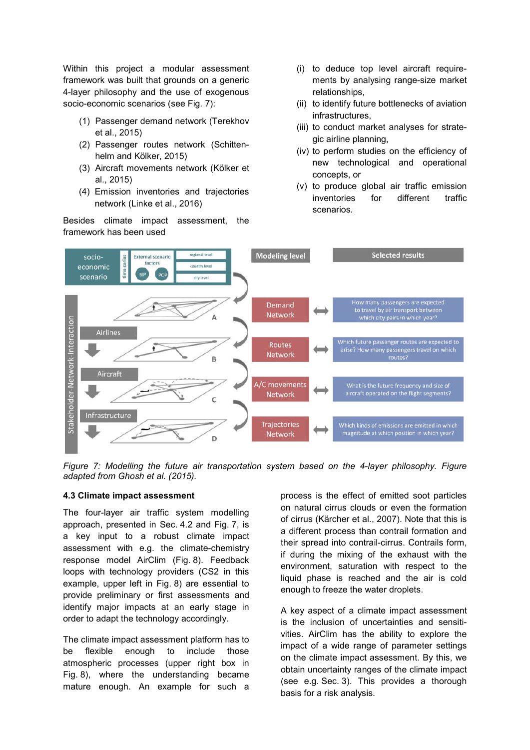Within this project a modular assessment framework was built that grounds on a generic 4-layer philosophy and the use of exogenous socio-economic scenarios (see Fig. 7):

(1) Passenger demand network (Terekhov et al., 2015)
(2) Passenger routes network (Schittenhelm and Kölker, 2015)
(3) Aircraft movements network (Kölker et al., 2015)
(4) Emission inventories and trajectories network (Linke et al., 2016)

Besides climate impact assessment, the framework has been used

(i) to deduce top level aircraft requirements by analysing range-size market relationships,
(ii) to identify future bottlenecks of aviation infrastructures,
(iii) to conduct market analyses for strategic airline planning,
(iv) to perform studies on the efficiency of new technological and operational concepts, or
(v) to produce global air traffic emission inventories for different traffic scenarios.

*Figure 7: Modelling the future air transportation system based on the 4-layer philosophy. Figure adapted from Ghosh et al. (2015).*

### 4.3 Climate impact assessment

The four-layer air traffic system modelling approach, presented in Sec. 4.2 and Fig. 7, is a key input to a robust climate impact assessment with e.g. the climate-chemistry response model AirClim (Fig. 8). Feedback loops with technology providers (CS2 in this example, upper left in Fig. 8) are essential to provide preliminary or first assessments and identify major impacts at an early stage in order to adapt the technology accordingly.

The climate impact assessment platform has to be flexible enough to include those atmospheric processes (upper right box in Fig. 8), where the understanding became mature enough. An example for such a process is the effect of emitted soot particles on natural cirrus clouds or even the formation of cirrus (Kärcher et al., 2007). Note that this is a different process than contrail formation and their spread into contrail-cirrus. Contrails form, if during the mixing of the exhaust with the environment, saturation with respect to the liquid phase is reached and the air is cold enough to freeze the water droplets.

A key aspect of a climate impact assessment is the inclusion of uncertainties and sensitivities. AirClim has the ability to explore the impact of a wide range of parameter settings on the climate impact assessment. By this, we obtain uncertainty ranges of the climate impact (see e.g. Sec. 3). This provides a thorough basis for a risk analysis.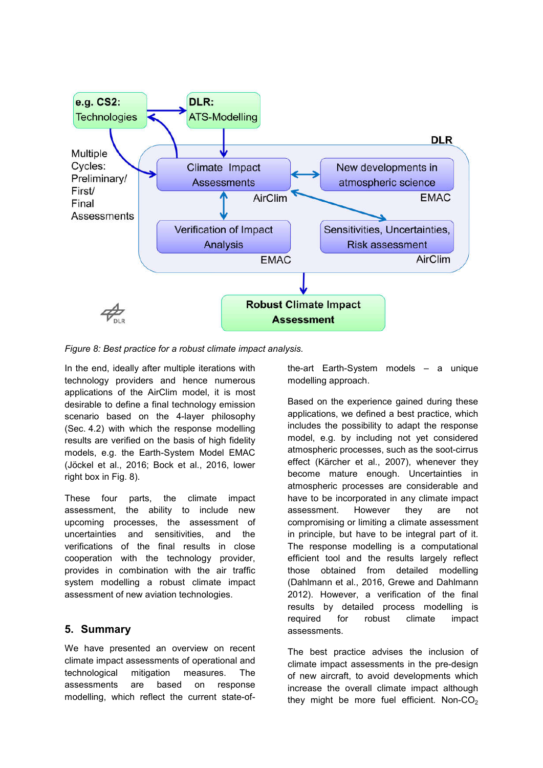*Figure 8: Best practice for a robust climate impact analysis.*

In the end, ideally after multiple iterations with technology providers and hence numerous applications of the AirClim model, it is most desirable to define a final technology emission scenario based on the 4-layer philosophy (Sec. 4.2) with which the response modelling results are verified on the basis of high fidelity models, e.g. the Earth-System Model EMAC (Jöckel et al., 2016; Bock et al., 2016, lower right box in Fig. 8).

These four parts, the climate impact assessment, the ability to include new upcoming processes, the assessment of uncertainties and sensitivities, and the verifications of the final results in close cooperation with the technology provider, provides in combination with the air traffic system modelling a robust climate impact assessment of new aviation technologies.

## 5. Summary

We have presented an overview on recent climate impact assessments of operational and technological mitigation measures. The assessments are based on response modelling, which reflect the current state-of-the-art Earth-System models – a unique modelling approach.

Based on the experience gained during these applications, we defined a best practice, which includes the possibility to adapt the response model, e.g. by including not yet considered atmospheric processes, such as the soot-cirrus effect (Kärcher et al., 2007), whenever they become mature enough. Uncertainties in atmospheric processes are considerable and have to be incorporated in any climate impact assessment. However they are not compromising or limiting a climate assessment in principle, but have to be integral part of it. The response modelling is a computational efficient tool and the results largely reflect those obtained from detailed modelling (Dahlmann et al., 2016, Grewe and Dahlmann 2012). However, a verification of the final results by detailed process modelling is required for robust climate impact assessments.

The best practice advises the inclusion of climate impact assessments in the pre-design of new aircraft, to avoid developments which increase the overall climate impact although they might be more fuel efficient. Non-$CO_2$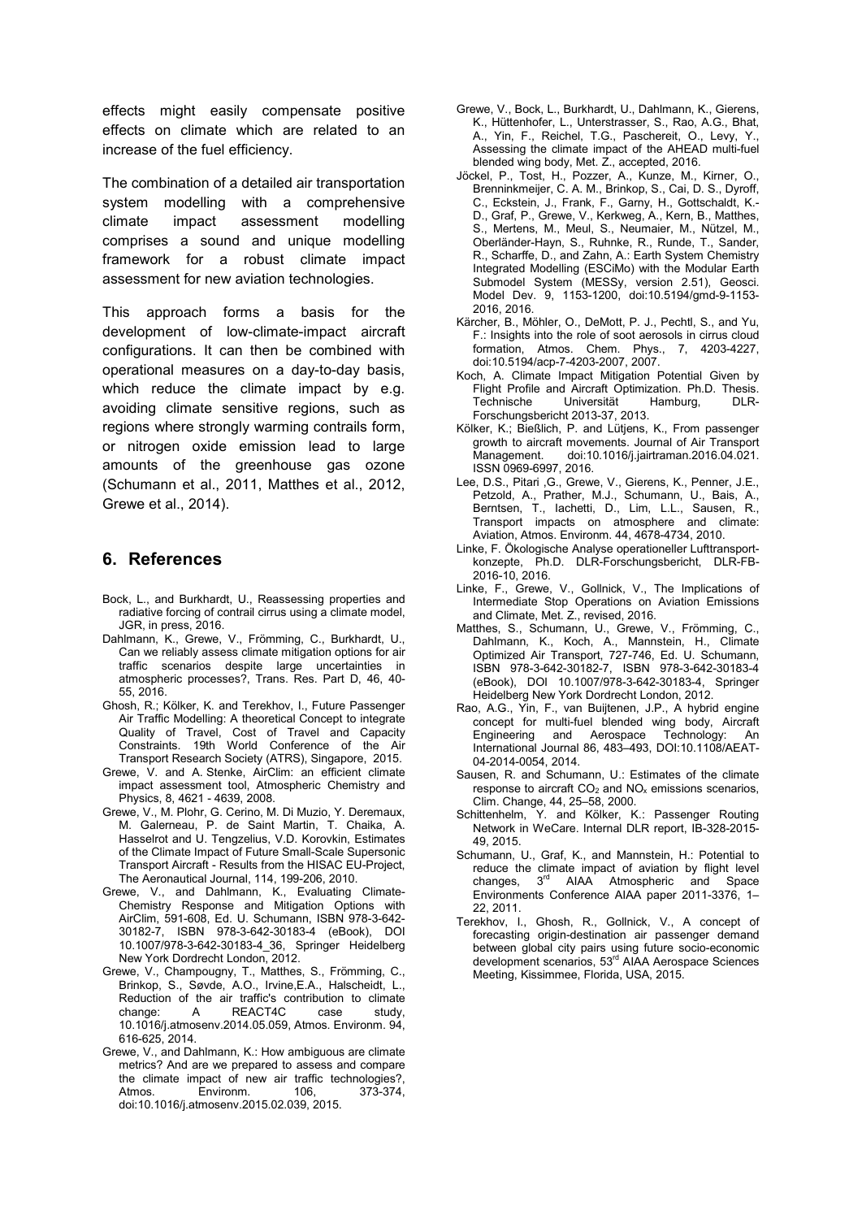effects might easily compensate positive effects on climate which are related to an increase of the fuel efficiency.

The combination of a detailed air transportation system modelling with a comprehensive climate impact assessment modelling comprises a sound and unique modelling framework for a robust climate impact assessment for new aviation technologies.

This approach forms a basis for the development of low-climate-impact aircraft configurations. It can then be combined with operational measures on a day-to-day basis, which reduce the climate impact by e.g. avoiding climate sensitive regions, such as regions where strongly warming contrails form, or nitrogen oxide emission lead to large amounts of the greenhouse gas ozone (Schumann et al., 2011, Matthes et al., 2012, Grewe et al., 2014).

## 6. References

Bock, L., and Burkhardt, U., Reassessing properties and radiative forcing of contrail cirrus using a climate model, JGR, in press, 2016.

Dahlmann, K., Grewe, V., Frömming, C., Burkhardt, U., Can we reliably assess climate mitigation options for air traffic scenarios despite large uncertainties in atmospheric processes?, Trans. Res. Part D, 46, 40-55, 2016.

Ghosh, R.; Kölker, K. and Terekhov, I., Future Passenger Air Traffic Modelling: A theoretical Concept to integrate Quality of Travel, Cost of Travel and Capacity Constraints. 19th World Conference of the Air Transport Research Society (ATRS), Singapore, 2015.

Grewe, V. and A. Stenke, AirClim: an efficient climate impact assessment tool, Atmospheric Chemistry and Physics, 8, 4621 - 4639, 2008.

Grewe, V., M. Plohr, G. Cerino, M. Di Muzio, Y. Deremaux, M. Galerneau, P. de Saint Martin, T. Chaika, A. Hasselrot and U. Tengzelius, V.D. Korovkin, Estimates of the Climate Impact of Future Small-Scale Supersonic Transport Aircraft - Results from the HISAC EU-Project, The Aeronautical Journal, 114, 199-206, 2010.

Grewe, V., and Dahlmann, K., Evaluating Climate-Chemistry Response and Mitigation Options with AirClim, 591-608, Ed. U. Schumann, ISBN 978-3-642-30182-7, ISBN 978-3-642-30183-4 (eBook), DOI 10.1007/978-3-642-30183-4_36, Springer Heidelberg New York Dordrecht London, 2012.

Grewe, V., Champougny, T., Matthes, S., Frömming, C., Brinkop, S., Søvde, A.O., Irvine,E.A., Halscheidt, L., Reduction of the air traffic's contribution to climate change: A REACT4C case study, 10.1016/j.atmosenv.2014.05.059, Atmos. Environm. 94, 616-625, 2014.

Grewe, V., and Dahlmann, K.: How ambiguous are climate metrics? And are we prepared to assess and compare the climate impact of new air traffic technologies?, Atmos. Environm. 106, 373-374, doi:10.1016/j.atmosenv.2015.02.039, 2015.

Grewe, V., Bock, L., Burkhardt, U., Dahlmann, K., Gierens, K., Hüttenhofer, L., Unterstrasser, S., Rao, A.G., Bhat, A., Yin, F., Reichel, T.G., Paschereit, O., Levy, Y., Assessing the climate impact of the AHEAD multi-fuel blended wing body, Met. Z., accepted, 2016.

Jöckel, P., Tost, H., Pozzer, A., Kunze, M., Kirner, O., Brenninkmeijer, C. A. M., Brinkop, S., Cai, D. S., Dyroff, C., Eckstein, J., Frank, F., Garny, H., Gottschaldt, K.-D., Graf, P., Grewe, V., Kerkweg, A., Kern, B., Matthes, S., Mertens, M., Meul, S., Neumaier, M., Nützel, M., Oberländer-Hayn, S., Ruhnke, R., Runde, T., Sander, R., Scharffe, D., and Zahn, A.: Earth System Chemistry Integrated Modelling (ESCiMo) with the Modular Earth Submodel System (MESSy, version 2.51), Geosci. Model Dev. 9, 1153-1200, doi:10.5194/gmd-9-1153-2016, 2016.

Kärcher, B., Möhler, O., DeMott, P. J., Pechtl, S., and Yu, F.: Insights into the role of soot aerosols in cirrus cloud formation, Atmos. Chem. Phys., 7, 4203-4227, doi:10.5194/acp-7-4203-2007, 2007.

Koch, A. Climate Impact Mitigation Potential Given by Flight Profile and Aircraft Optimization. Ph.D. Thesis. Technische Universität Hamburg, DLR-Forschungsbericht 2013-37, 2013.

Kölker, K.; Bießlich, P. and Lütjens, K., From passenger growth to aircraft movements. Journal of Air Transport Management. doi:10.1016/j.jairtraman.2016.04.021. ISSN 0969-6997, 2016.

Lee, D.S., Pitari ,G., Grewe, V., Gierens, K., Penner, J.E., Petzold, A., Prather, M.J., Schumann, U., Bais, A., Berntsen, T., Iachetti, D., Lim, L.L., Sausen, R., Transport impacts on atmosphere and climate: Aviation, Atmos. Environm. 44, 4678-4734, 2010.

Linke, F. Ökologische Analyse operationeller Lufttransportkonzepte, Ph.D. DLR-Forschungsbericht, DLR-FB-2016-10, 2016.

Linke, F., Grewe, V., Gollnick, V., The Implications of Intermediate Stop Operations on Aviation Emissions and Climate, Met. Z., revised, 2016.

Matthes, S., Schumann, U., Grewe, V., Frömming, C., Dahlmann, K., Koch, A., Mannstein, H., Climate Optimized Air Transport, 727-746, Ed. U. Schumann, ISBN 978-3-642-30182-7, ISBN 978-3-642-30183-4 (eBook), DOI 10.1007/978-3-642-30183-4, Springer Heidelberg New York Dordrecht London, 2012.

Rao, A.G., Yin, F., van Buijtenen, J.P., A hybrid engine concept for multi-fuel blended wing body, Aircraft Engineering and Aerospace Technology: An International Journal 86, 483–493, DOI:10.1108/AEAT-04-2014-0054, 2014.

Sausen, R. and Schumann, U.: Estimates of the climate response to aircraft $CO_2$ and $NO_x$ emissions scenarios, Clim. Change, 44, 25–58, 2000.

Schittenhelm, Y. and Kölker, K.: Passenger Routing Network in WeCare. Internal DLR report, IB-328-2015-49, 2015.

Schumann, U., Graf, K., and Mannstein, H.: Potential to reduce the climate impact of aviation by flight level changes, 3rd AIAA Atmospheric and Space Environments Conference AIAA paper 2011-3376, 1–22, 2011.

Terekhov, I., Ghosh, R., Gollnick, V., A concept of forecasting origin-destination air passenger demand between global city pairs using future socio-economic development scenarios, 53rd AIAA Aerospace Sciences Meeting, Kissimmee, Florida, USA, 2015.